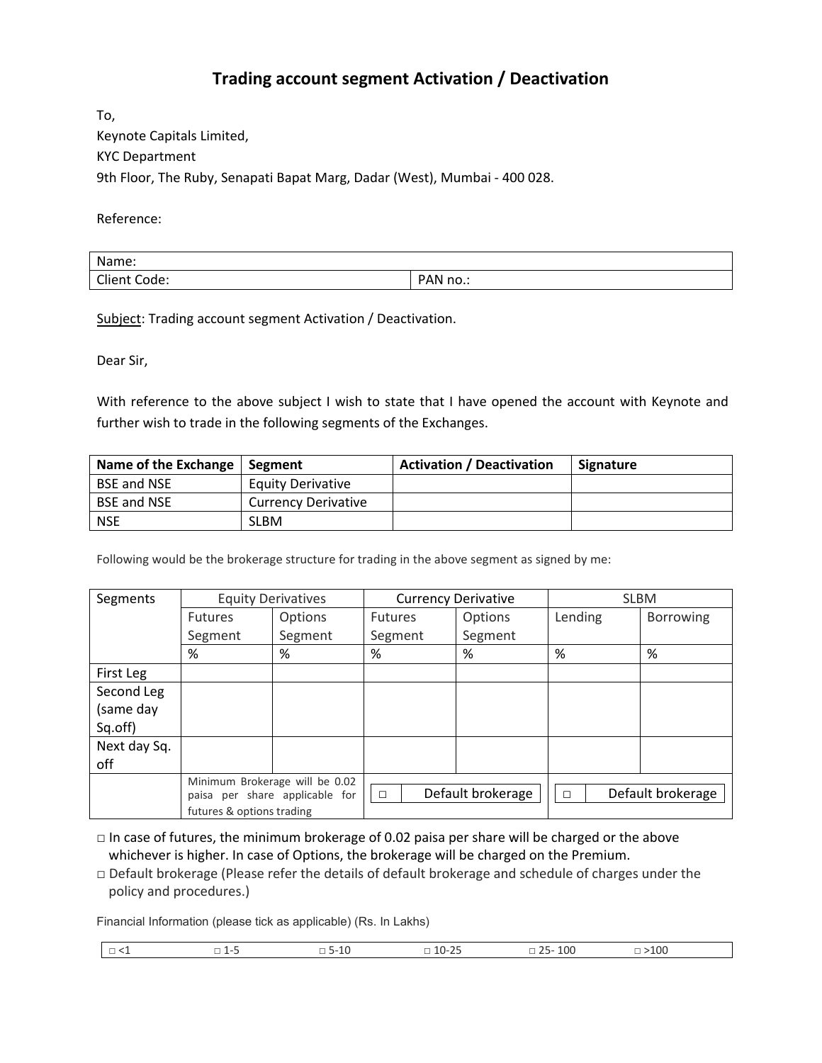# Trading account segment Activation / Deactivation

To,
Keynote Capitals Limited,
KYC Department
9th Floor, The Ruby, Senapati Bapat Marg, Dadar (West), Mumbai - 400 028.

Reference:

| Name: | |
|---|---|
| Client Code: | PAN no.: |

<u>Subject</u>: Trading account segment Activation / Deactivation.

Dear Sir,

With reference to the above subject I wish to state that I have opened the account with Keynote and further wish to trade in the following segments of the Exchanges.

| Name of the Exchange | Segment | Activation / Deactivation | Signature |
|---|---|---|---|
| BSE and NSE | Equity Derivative | | |
| BSE and NSE | Currency Derivative | | |
| NSE | SLBM | | |

Following would be the brokerage structure for trading in the above segment as signed by me:

| Segments | Equity Derivatives | | Currency Derivative | | SLBM | |
|---|---|---|---|---|---|---|
| | Futures Segment | Options Segment | Futures Segment | Options Segment | Lending | Borrowing |
| | % | % | % | % | % | % |
| First Leg | | | | | | |
| Second Leg (same day Sq.off) | | | | | | |
| Next day Sq. off | | | | | | |
| | Minimum Brokerage will be 0.02 paisa per share applicable for futures & options trading | | □ Default brokerage | | □ Default brokerage | |

□ In case of futures, the minimum brokerage of 0.02 paisa per share will be charged or the above whichever is higher. In case of Options, the brokerage will be charged on the Premium.

□ Default brokerage (Please refer the details of default brokerage and schedule of charges under the policy and procedures.)

Financial Information (please tick as applicable) (Rs. In Lakhs)

| □ <1 | □ 1-5 | □ 5-10 | □ 10-25 | □ 25- 100 | □ >100 |
|---|---|---|---|---|---|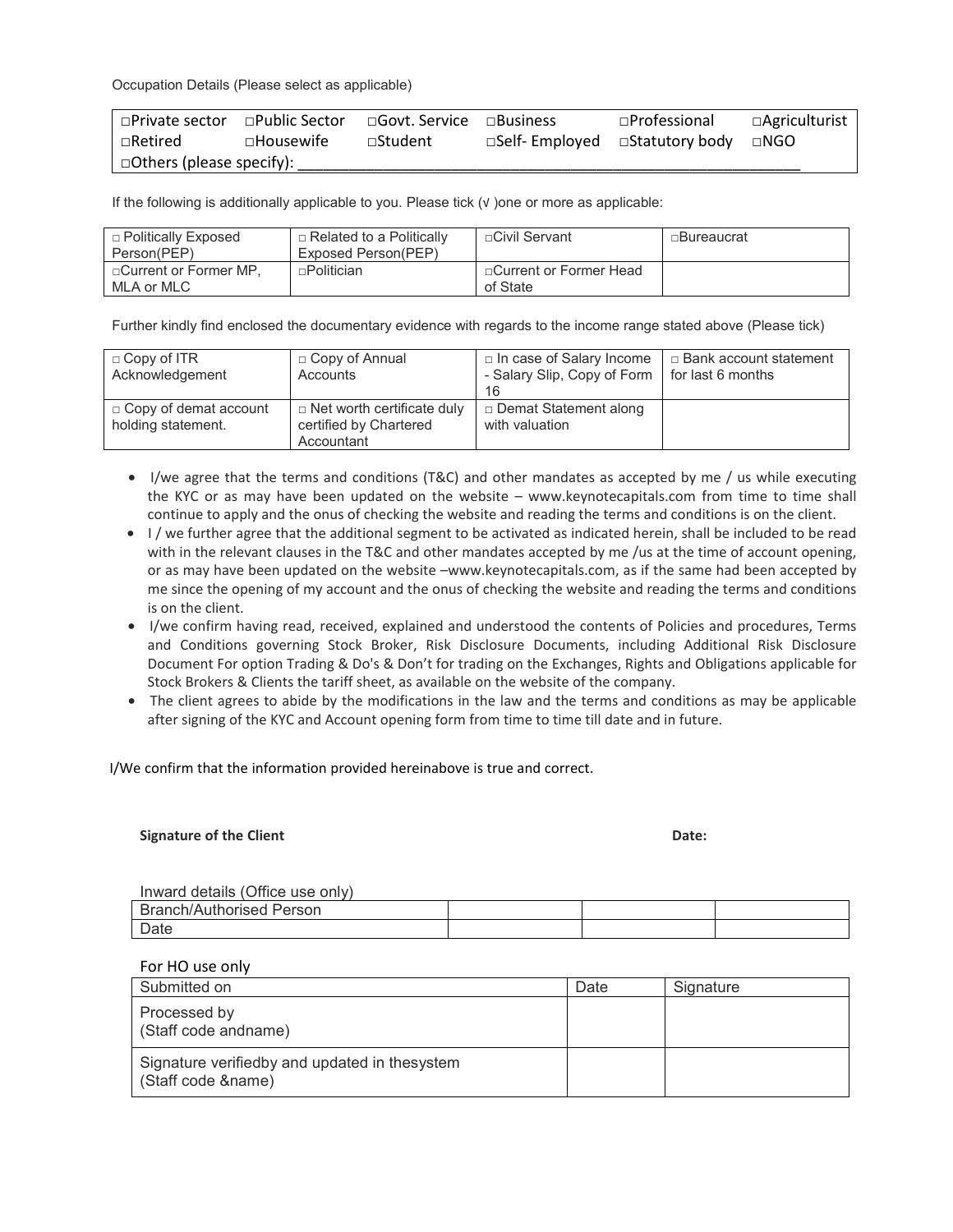Occupation Details (Please select as applicable)

| | | | | | |
|---|---|---|---|---|---|
| □Private sector | □Public Sector | □Govt. Service | □Business | □Professional | □Agriculturist |
| □Retired | □Housewife | □Student | □Self- Employed | □Statutory body | □NGO |
| □Others (please specify): ___ | | | | | |

If the following is additionally applicable to you. Please tick (√ )one or more as applicable:

| | | | |
|---|---|---|---|
| □ Politically Exposed Person(PEP) | □ Related to a Politically Exposed Person(PEP) | □Civil Servant | □Bureaucrat |
| □Current or Former MP, MLA or MLC | □Politician | □Current or Former Head of State | |

Further kindly find enclosed the documentary evidence with regards to the income range stated above (Please tick)

| | | | |
|---|---|---|---|
| □ Copy of ITR Acknowledgement | □ Copy of Annual Accounts | □ In case of Salary Income - Salary Slip, Copy of Form 16 | □ Bank account statement for last 6 months |
| □ Copy of demat account holding statement. | □ Net worth certificate duly certified by Chartered Accountant | □ Demat Statement along with valuation | |

- I/we agree that the terms and conditions (T&C) and other mandates as accepted by me / us while executing the KYC or as may have been updated on the website – www.keynotecapitals.com from time to time shall continue to apply and the onus of checking the website and reading the terms and conditions is on the client.
- I / we further agree that the additional segment to be activated as indicated herein, shall be included to be read with in the relevant clauses in the T&C and other mandates accepted by me /us at the time of account opening, or as may have been updated on the website –www.keynotecapitals.com, as if the same had been accepted by me since the opening of my account and the onus of checking the website and reading the terms and conditions is on the client.
- I/we confirm having read, received, explained and understood the contents of Policies and procedures, Terms and Conditions governing Stock Broker, Risk Disclosure Documents, including Additional Risk Disclosure Document For option Trading & Do's & Don't for trading on the Exchanges, Rights and Obligations applicable for Stock Brokers & Clients the tariff sheet, as available on the website of the company.
- The client agrees to abide by the modifications in the law and the terms and conditions as may be applicable after signing of the KYC and Account opening form from time to time till date and in future.

I/We confirm that the information provided hereinabove is true and correct.

**Signature of the Client** **Date:**

Inward details (Office use only)

| | | | |
|---|---|---|---|
| Branch/Authorised Person | | | |
| Date | | | |

For HO use only

| Submitted on | Date | Signature |
|---|---|---|
| Processed by (Staff code andname) | | |
| Signature verifiedby and updated in thesystem (Staff code &name) | | |